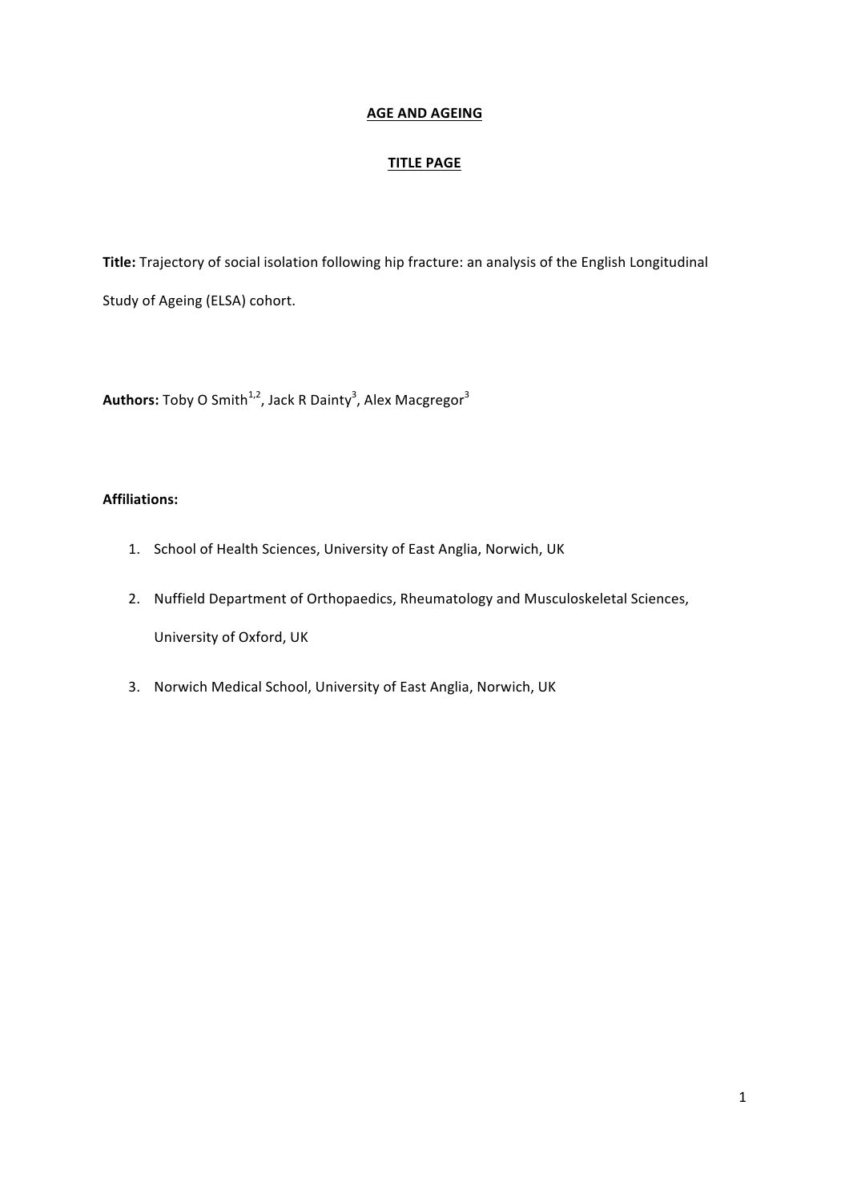**AGE AND AGEING**

**TITLE PAGE**

**Title:** Trajectory of social isolation following hip fracture: an analysis of the English Longitudinal Study of Ageing (ELSA) cohort.

**Authors:** Toby O Smith[1,2], Jack R Dainty[3], Alex Macgregor[3]

**Affiliations:**

1. School of Health Sciences, University of East Anglia, Norwich, UK
2. Nuffield Department of Orthopaedics, Rheumatology and Musculoskeletal Sciences, University of Oxford, UK
3. Norwich Medical School, University of East Anglia, Norwich, UK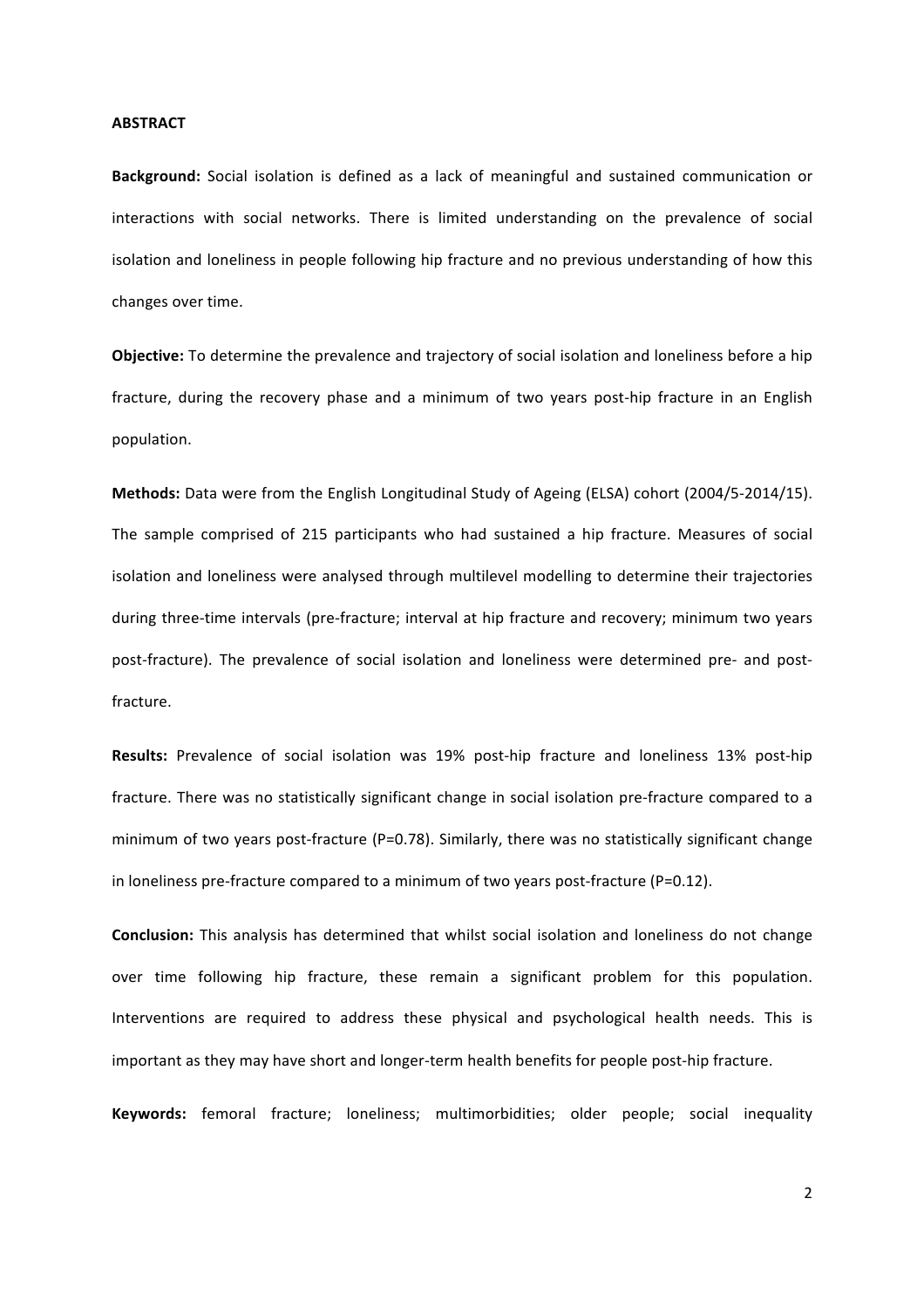**ABSTRACT**

**Background:** Social isolation is defined as a lack of meaningful and sustained communication or interactions with social networks. There is limited understanding on the prevalence of social isolation and loneliness in people following hip fracture and no previous understanding of how this changes over time.

**Objective:** To determine the prevalence and trajectory of social isolation and loneliness before a hip fracture, during the recovery phase and a minimum of two years post-hip fracture in an English population.

**Methods:** Data were from the English Longitudinal Study of Ageing (ELSA) cohort (2004/5-2014/15). The sample comprised of 215 participants who had sustained a hip fracture. Measures of social isolation and loneliness were analysed through multilevel modelling to determine their trajectories during three-time intervals (pre-fracture; interval at hip fracture and recovery; minimum two years post-fracture). The prevalence of social isolation and loneliness were determined pre- and post-fracture.

**Results:** Prevalence of social isolation was 19% post-hip fracture and loneliness 13% post-hip fracture. There was no statistically significant change in social isolation pre-fracture compared to a minimum of two years post-fracture ($P=0.78$). Similarly, there was no statistically significant change in loneliness pre-fracture compared to a minimum of two years post-fracture ($P=0.12$).

**Conclusion:** This analysis has determined that whilst social isolation and loneliness do not change over time following hip fracture, these remain a significant problem for this population. Interventions are required to address these physical and psychological health needs. This is important as they may have short and longer-term health benefits for people post-hip fracture.

**Keywords:** femoral fracture; loneliness; multimorbidities; older people; social inequality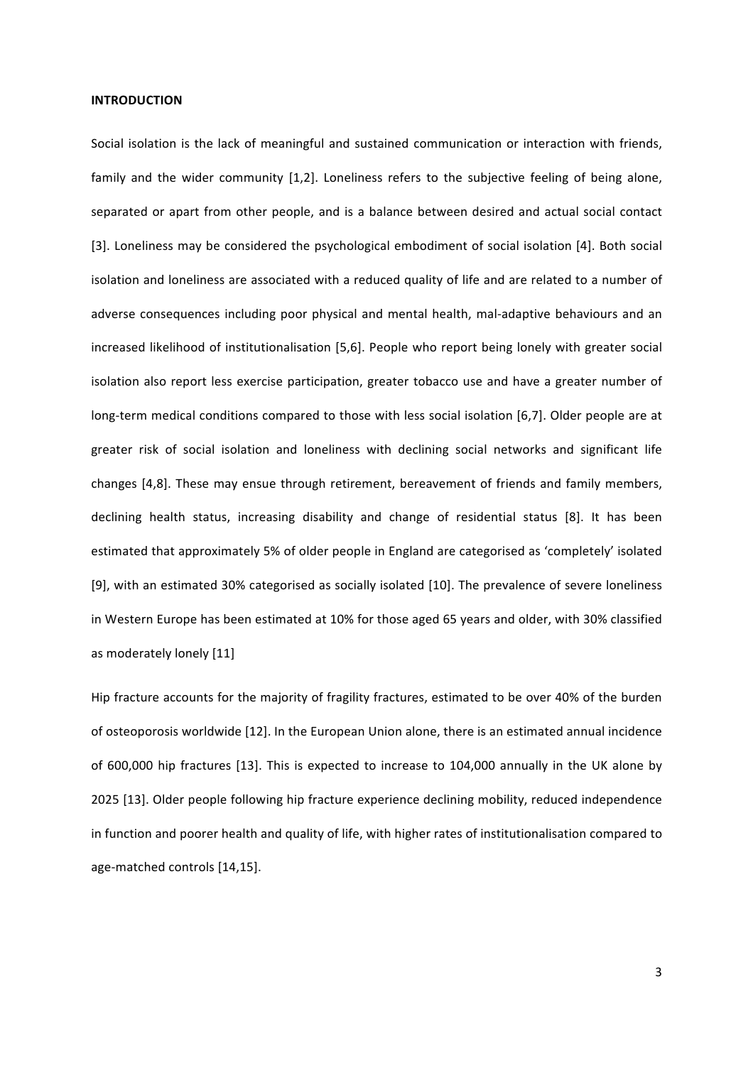**INTRODUCTION**

Social isolation is the lack of meaningful and sustained communication or interaction with friends, family and the wider community [1,2]. Loneliness refers to the subjective feeling of being alone, separated or apart from other people, and is a balance between desired and actual social contact [3]. Loneliness may be considered the psychological embodiment of social isolation [4]. Both social isolation and loneliness are associated with a reduced quality of life and are related to a number of adverse consequences including poor physical and mental health, mal-adaptive behaviours and an increased likelihood of institutionalisation [5,6]. People who report being lonely with greater social isolation also report less exercise participation, greater tobacco use and have a greater number of long-term medical conditions compared to those with less social isolation [6,7]. Older people are at greater risk of social isolation and loneliness with declining social networks and significant life changes [4,8]. These may ensue through retirement, bereavement of friends and family members, declining health status, increasing disability and change of residential status [8]. It has been estimated that approximately 5% of older people in England are categorised as 'completely' isolated [9], with an estimated 30% categorised as socially isolated [10]. The prevalence of severe loneliness in Western Europe has been estimated at 10% for those aged 65 years and older, with 30% classified as moderately lonely [11]

Hip fracture accounts for the majority of fragility fractures, estimated to be over 40% of the burden of osteoporosis worldwide [12]. In the European Union alone, there is an estimated annual incidence of 600,000 hip fractures [13]. This is expected to increase to 104,000 annually in the UK alone by 2025 [13]. Older people following hip fracture experience declining mobility, reduced independence in function and poorer health and quality of life, with higher rates of institutionalisation compared to age-matched controls [14,15].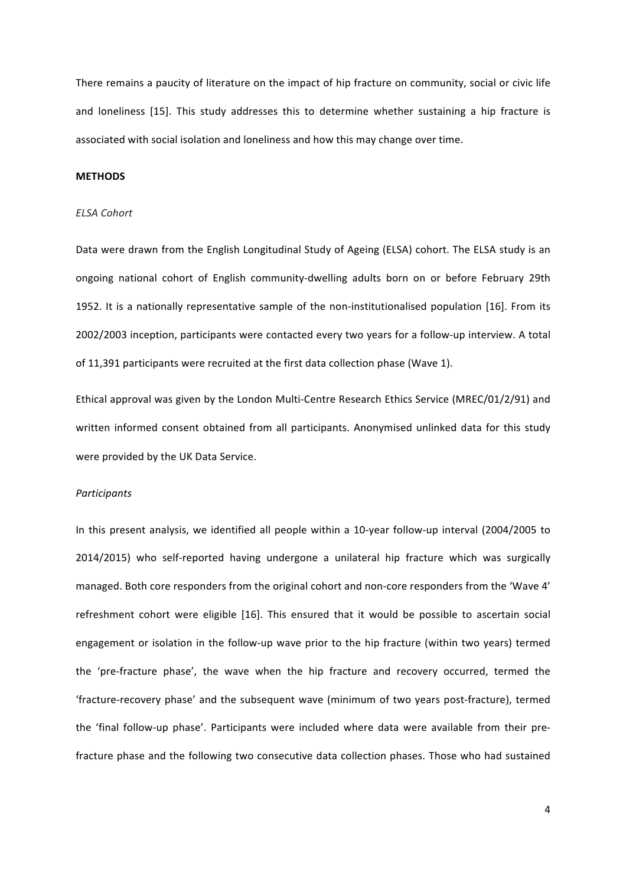There remains a paucity of literature on the impact of hip fracture on community, social or civic life and loneliness [15]. This study addresses this to determine whether sustaining a hip fracture is associated with social isolation and loneliness and how this may change over time.

## METHODS

### *ELSA Cohort*

Data were drawn from the English Longitudinal Study of Ageing (ELSA) cohort. The ELSA study is an ongoing national cohort of English community-dwelling adults born on or before February 29th 1952. It is a nationally representative sample of the non-institutionalised population [16]. From its 2002/2003 inception, participants were contacted every two years for a follow-up interview. A total of 11,391 participants were recruited at the first data collection phase (Wave 1).

Ethical approval was given by the London Multi-Centre Research Ethics Service (MREC/01/2/91) and written informed consent obtained from all participants. Anonymised unlinked data for this study were provided by the UK Data Service.

### *Participants*

In this present analysis, we identified all people within a 10-year follow-up interval (2004/2005 to 2014/2015) who self-reported having undergone a unilateral hip fracture which was surgically managed. Both core responders from the original cohort and non-core responders from the 'Wave 4' refreshment cohort were eligible [16]. This ensured that it would be possible to ascertain social engagement or isolation in the follow-up wave prior to the hip fracture (within two years) termed the 'pre-fracture phase', the wave when the hip fracture and recovery occurred, termed the 'fracture-recovery phase' and the subsequent wave (minimum of two years post-fracture), termed the 'final follow-up phase'. Participants were included where data were available from their pre-fracture phase and the following two consecutive data collection phases. Those who had sustained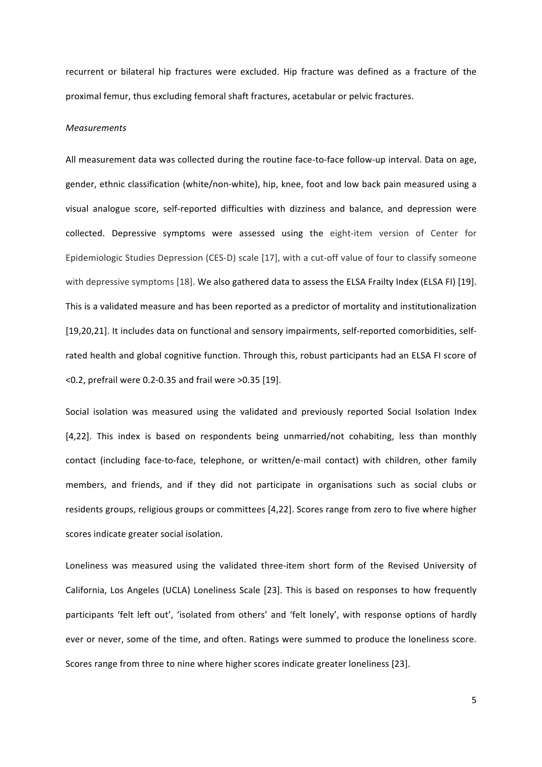recurrent or bilateral hip fractures were excluded. Hip fracture was defined as a fracture of the proximal femur, thus excluding femoral shaft fractures, acetabular or pelvic fractures.

*Measurements*

All measurement data was collected during the routine face-to-face follow-up interval. Data on age, gender, ethnic classification (white/non-white), hip, knee, foot and low back pain measured using a visual analogue score, self-reported difficulties with dizziness and balance, and depression were collected. Depressive symptoms were assessed using the eight-item version of Center for Epidemiologic Studies Depression (CES-D) scale [17], with a cut-off value of four to classify someone with depressive symptoms [18]. We also gathered data to assess the ELSA Frailty Index (ELSA FI) [19]. This is a validated measure and has been reported as a predictor of mortality and institutionalization [19,20,21]. It includes data on functional and sensory impairments, self-reported comorbidities, self-rated health and global cognitive function. Through this, robust participants had an ELSA FI score of <0.2, prefrail were 0.2-0.35 and frail were >0.35 [19].

Social isolation was measured using the validated and previously reported Social Isolation Index [4,22]. This index is based on respondents being unmarried/not cohabiting, less than monthly contact (including face-to-face, telephone, or written/e-mail contact) with children, other family members, and friends, and if they did not participate in organisations such as social clubs or residents groups, religious groups or committees [4,22]. Scores range from zero to five where higher scores indicate greater social isolation.

Loneliness was measured using the validated three-item short form of the Revised University of California, Los Angeles (UCLA) Loneliness Scale [23]. This is based on responses to how frequently participants 'felt left out', 'isolated from others' and 'felt lonely', with response options of hardly ever or never, some of the time, and often. Ratings were summed to produce the loneliness score. Scores range from three to nine where higher scores indicate greater loneliness [23].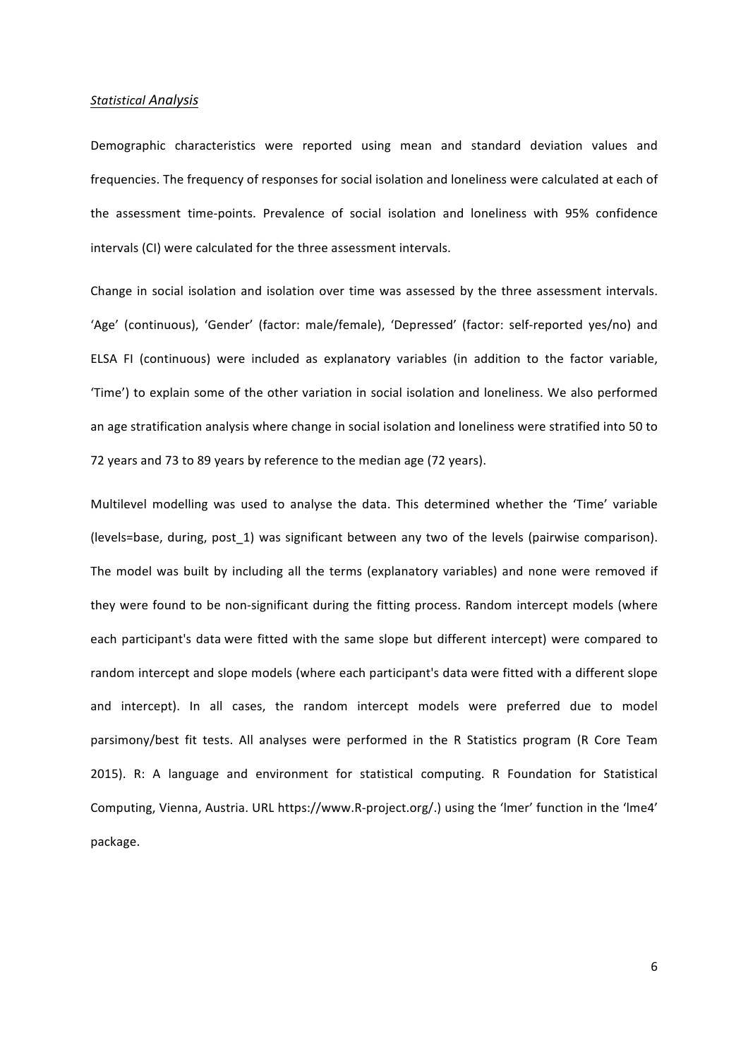### *Statistical Analysis*

Demographic characteristics were reported using mean and standard deviation values and frequencies. The frequency of responses for social isolation and loneliness were calculated at each of the assessment time-points. Prevalence of social isolation and loneliness with 95% confidence intervals (CI) were calculated for the three assessment intervals.

Change in social isolation and isolation over time was assessed by the three assessment intervals. 'Age' (continuous), 'Gender' (factor: male/female), 'Depressed' (factor: self-reported yes/no) and ELSA FI (continuous) were included as explanatory variables (in addition to the factor variable, 'Time') to explain some of the other variation in social isolation and loneliness. We also performed an age stratification analysis where change in social isolation and loneliness were stratified into 50 to 72 years and 73 to 89 years by reference to the median age (72 years).

Multilevel modelling was used to analyse the data. This determined whether the 'Time' variable (levels=base, during, post_1) was significant between any two of the levels (pairwise comparison). The model was built by including all the terms (explanatory variables) and none were removed if they were found to be non-significant during the fitting process. Random intercept models (where each participant's data were fitted with the same slope but different intercept) were compared to random intercept and slope models (where each participant's data were fitted with a different slope and intercept). In all cases, the random intercept models were preferred due to model parsimony/best fit tests. All analyses were performed in the R Statistics program (R Core Team 2015). R: A language and environment for statistical computing. R Foundation for Statistical Computing, Vienna, Austria. URL https://www.R-project.org/.) using the 'lmer' function in the 'lme4' package.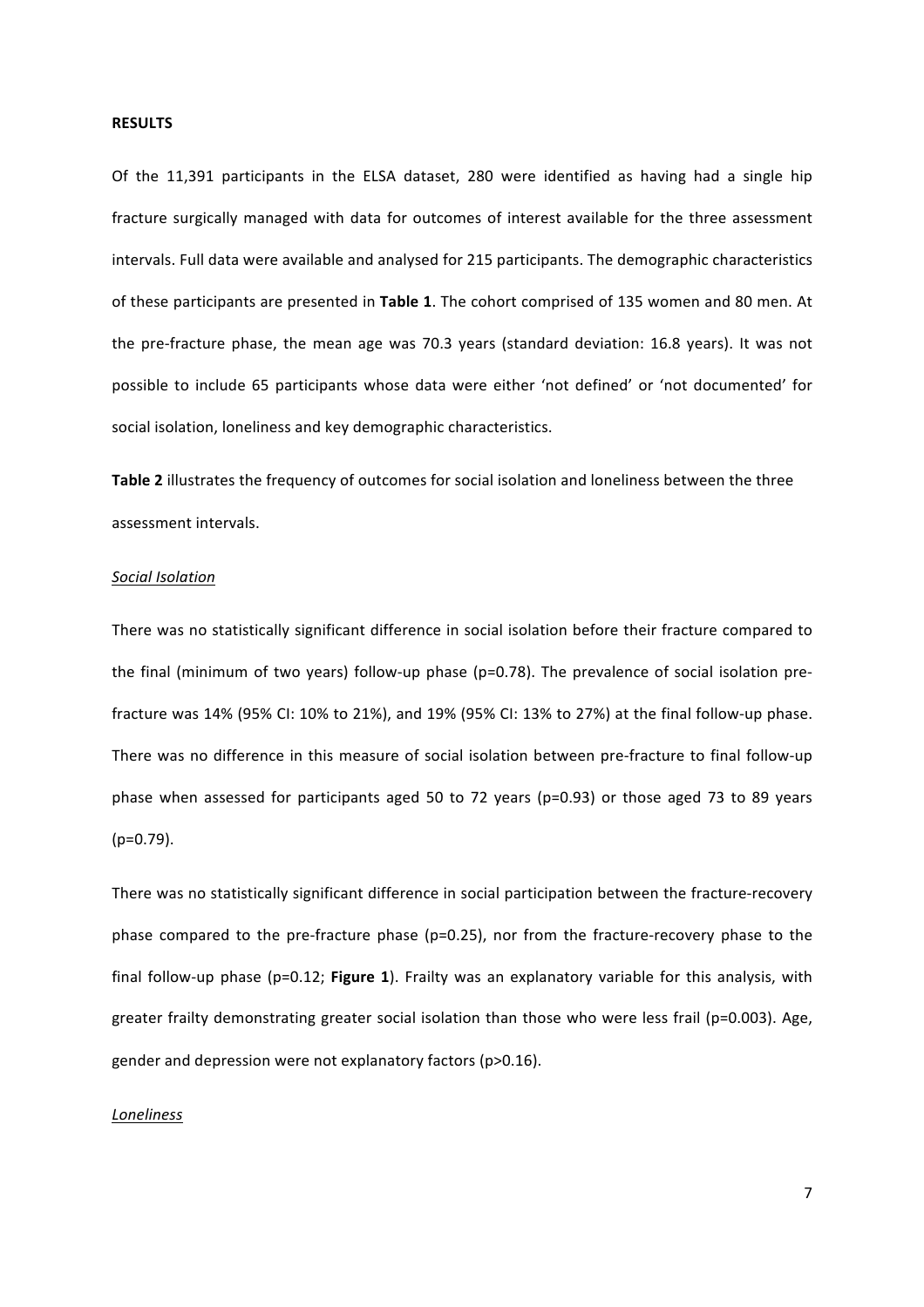## RESULTS

Of the 11,391 participants in the ELSA dataset, 280 were identified as having had a single hip fracture surgically managed with data for outcomes of interest available for the three assessment intervals. Full data were available and analysed for 215 participants. The demographic characteristics of these participants are presented in **Table 1**. The cohort comprised of 135 women and 80 men. At the pre-fracture phase, the mean age was 70.3 years (standard deviation: 16.8 years). It was not possible to include 65 participants whose data were either 'not defined' or 'not documented' for social isolation, loneliness and key demographic characteristics.

**Table 2** illustrates the frequency of outcomes for social isolation and loneliness between the three assessment intervals.

### *Social Isolation*

There was no statistically significant difference in social isolation before their fracture compared to the final (minimum of two years) follow-up phase (p=0.78). The prevalence of social isolation pre-fracture was 14% (95% CI: 10% to 21%), and 19% (95% CI: 13% to 27%) at the final follow-up phase. There was no difference in this measure of social isolation between pre-fracture to final follow-up phase when assessed for participants aged 50 to 72 years (p=0.93) or those aged 73 to 89 years (p=0.79).

There was no statistically significant difference in social participation between the fracture-recovery phase compared to the pre-fracture phase (p=0.25), nor from the fracture-recovery phase to the final follow-up phase (p=0.12; **Figure 1**). Frailty was an explanatory variable for this analysis, with greater frailty demonstrating greater social isolation than those who were less frail (p=0.003). Age, gender and depression were not explanatory factors (p>0.16).

### *Loneliness*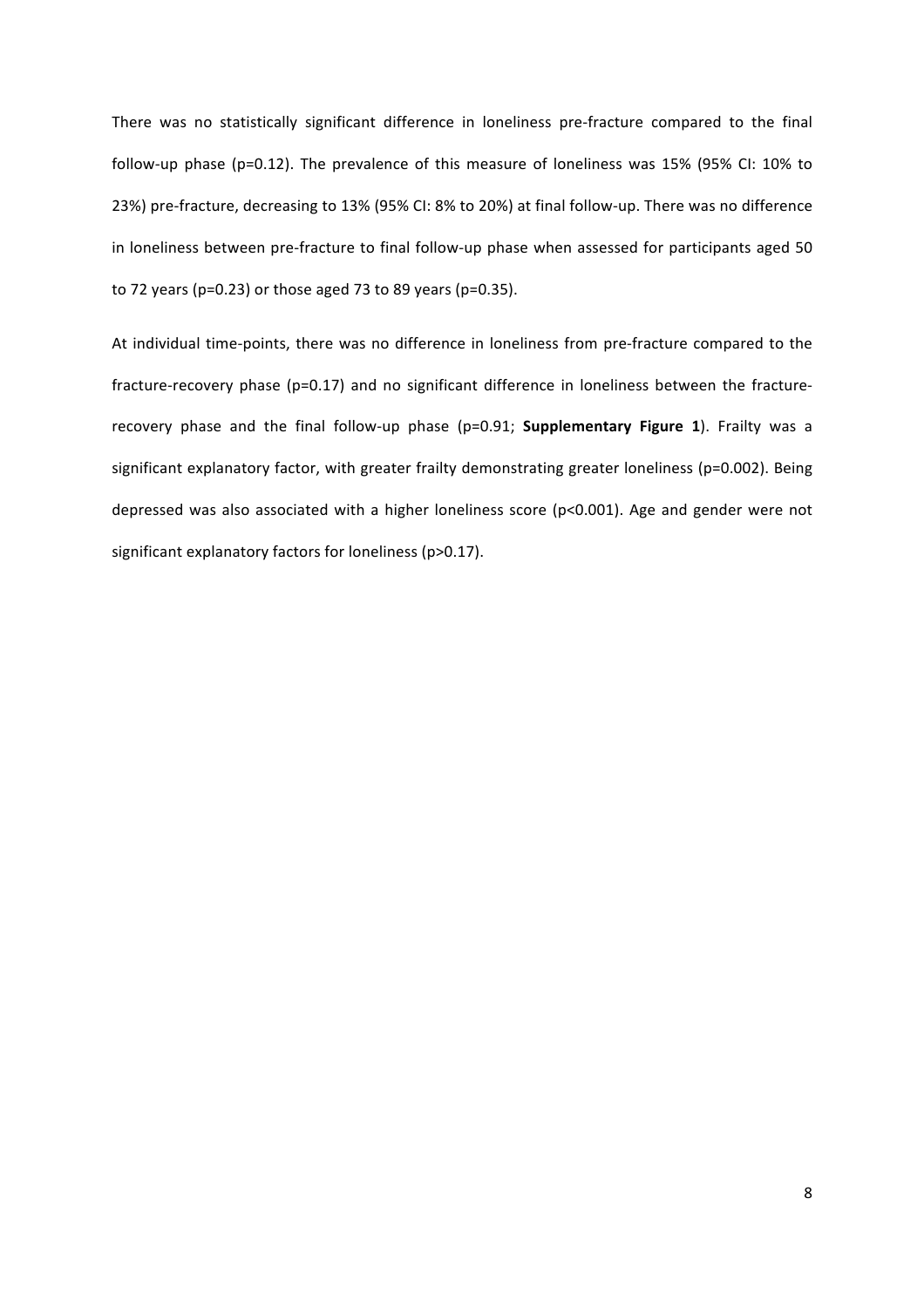There was no statistically significant difference in loneliness pre-fracture compared to the final follow-up phase ($p=0.12$). The prevalence of this measure of loneliness was 15% (95% CI: 10% to 23%) pre-fracture, decreasing to 13% (95% CI: 8% to 20%) at final follow-up. There was no difference in loneliness between pre-fracture to final follow-up phase when assessed for participants aged 50 to 72 years ($p=0.23$) or those aged 73 to 89 years ($p=0.35$).

At individual time-points, there was no difference in loneliness from pre-fracture compared to the fracture-recovery phase ($p=0.17$) and no significant difference in loneliness between the fracture-recovery phase and the final follow-up phase ($p=0.91$; **Supplementary Figure 1**). Frailty was a significant explanatory factor, with greater frailty demonstrating greater loneliness ($p=0.002$). Being depressed was also associated with a higher loneliness score ($p<0.001$). Age and gender were not significant explanatory factors for loneliness ($p>0.17$).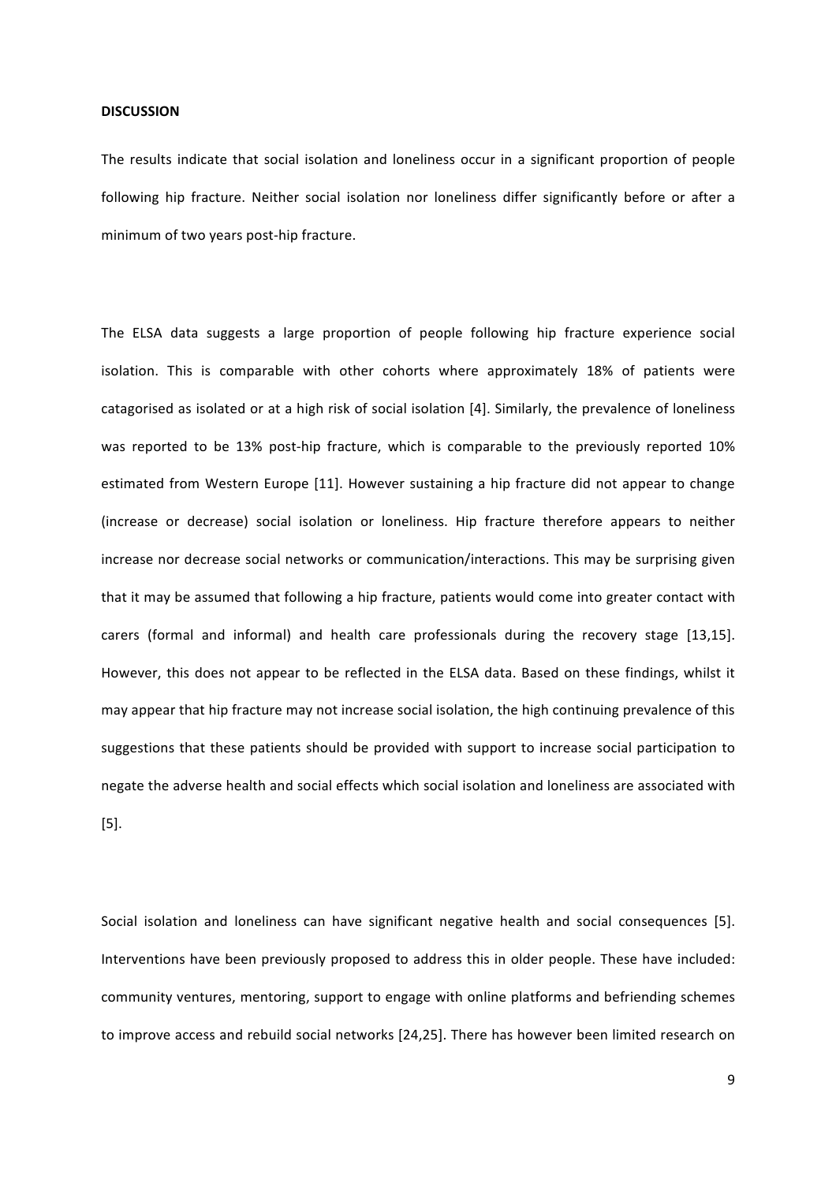**DISCUSSION**

The results indicate that social isolation and loneliness occur in a significant proportion of people following hip fracture. Neither social isolation nor loneliness differ significantly before or after a minimum of two years post-hip fracture.

The ELSA data suggests a large proportion of people following hip fracture experience social isolation. This is comparable with other cohorts where approximately 18% of patients were catagorised as isolated or at a high risk of social isolation [4]. Similarly, the prevalence of loneliness was reported to be 13% post-hip fracture, which is comparable to the previously reported 10% estimated from Western Europe [11]. However sustaining a hip fracture did not appear to change (increase or decrease) social isolation or loneliness. Hip fracture therefore appears to neither increase nor decrease social networks or communication/interactions. This may be surprising given that it may be assumed that following a hip fracture, patients would come into greater contact with carers (formal and informal) and health care professionals during the recovery stage [13,15]. However, this does not appear to be reflected in the ELSA data. Based on these findings, whilst it may appear that hip fracture may not increase social isolation, the high continuing prevalence of this suggestions that these patients should be provided with support to increase social participation to negate the adverse health and social effects which social isolation and loneliness are associated with [5].

Social isolation and loneliness can have significant negative health and social consequences [5]. Interventions have been previously proposed to address this in older people. These have included: community ventures, mentoring, support to engage with online platforms and befriending schemes to improve access and rebuild social networks [24,25]. There has however been limited research on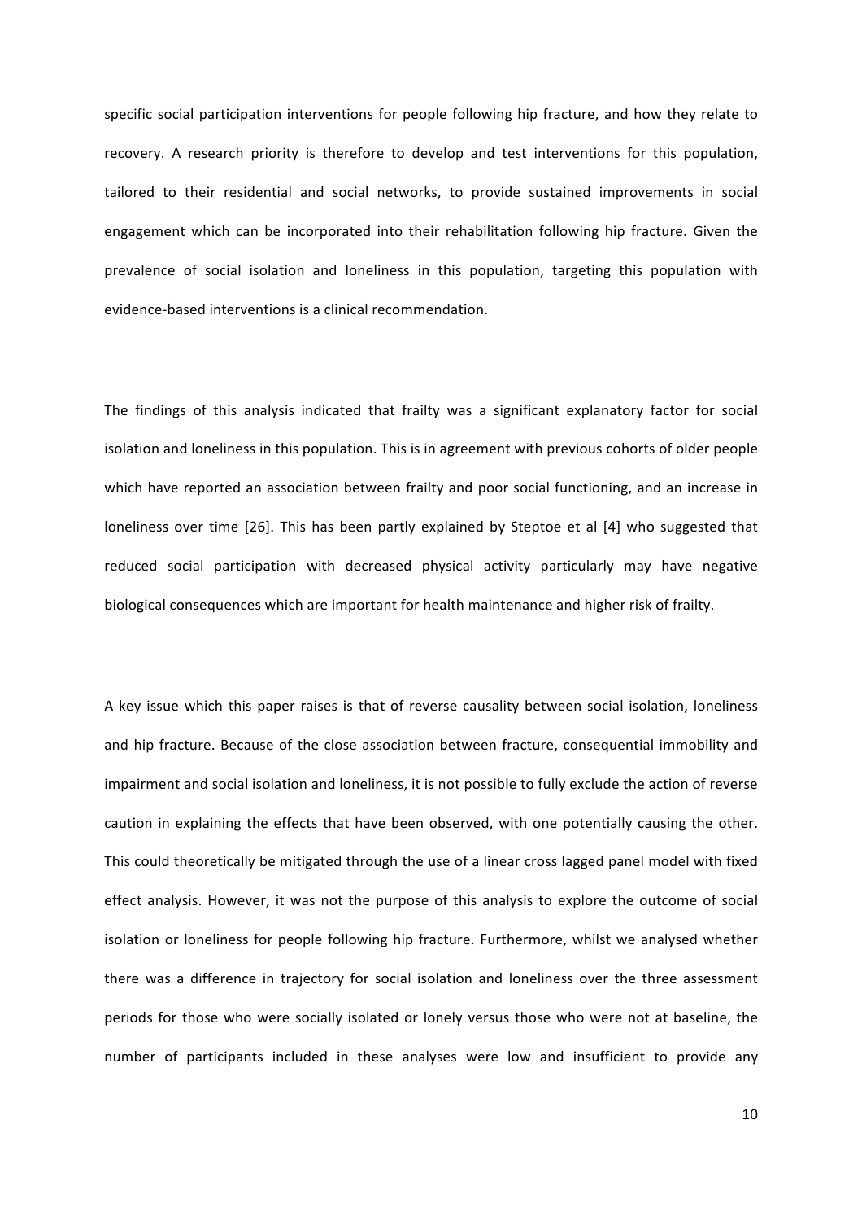specific social participation interventions for people following hip fracture, and how they relate to recovery. A research priority is therefore to develop and test interventions for this population, tailored to their residential and social networks, to provide sustained improvements in social engagement which can be incorporated into their rehabilitation following hip fracture. Given the prevalence of social isolation and loneliness in this population, targeting this population with evidence-based interventions is a clinical recommendation.

The findings of this analysis indicated that frailty was a significant explanatory factor for social isolation and loneliness in this population. This is in agreement with previous cohorts of older people which have reported an association between frailty and poor social functioning, and an increase in loneliness over time [26]. This has been partly explained by Steptoe et al [4] who suggested that reduced social participation with decreased physical activity particularly may have negative biological consequences which are important for health maintenance and higher risk of frailty.

A key issue which this paper raises is that of reverse causality between social isolation, loneliness and hip fracture. Because of the close association between fracture, consequential immobility and impairment and social isolation and loneliness, it is not possible to fully exclude the action of reverse caution in explaining the effects that have been observed, with one potentially causing the other. This could theoretically be mitigated through the use of a linear cross lagged panel model with fixed effect analysis. However, it was not the purpose of this analysis to explore the outcome of social isolation or loneliness for people following hip fracture. Furthermore, whilst we analysed whether there was a difference in trajectory for social isolation and loneliness over the three assessment periods for those who were socially isolated or lonely versus those who were not at baseline, the number of participants included in these analyses were low and insufficient to provide any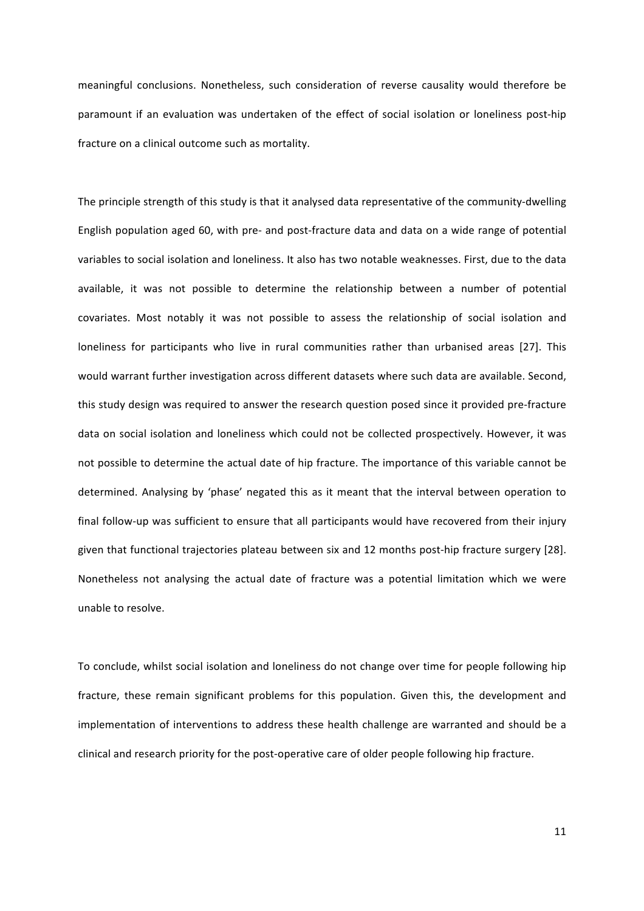meaningful conclusions. Nonetheless, such consideration of reverse causality would therefore be paramount if an evaluation was undertaken of the effect of social isolation or loneliness post-hip fracture on a clinical outcome such as mortality.

The principle strength of this study is that it analysed data representative of the community-dwelling English population aged 60, with pre- and post-fracture data and data on a wide range of potential variables to social isolation and loneliness. It also has two notable weaknesses. First, due to the data available, it was not possible to determine the relationship between a number of potential covariates. Most notably it was not possible to assess the relationship of social isolation and loneliness for participants who live in rural communities rather than urbanised areas [27]. This would warrant further investigation across different datasets where such data are available. Second, this study design was required to answer the research question posed since it provided pre-fracture data on social isolation and loneliness which could not be collected prospectively. However, it was not possible to determine the actual date of hip fracture. The importance of this variable cannot be determined. Analysing by 'phase' negated this as it meant that the interval between operation to final follow-up was sufficient to ensure that all participants would have recovered from their injury given that functional trajectories plateau between six and 12 months post-hip fracture surgery [28]. Nonetheless not analysing the actual date of fracture was a potential limitation which we were unable to resolve.

To conclude, whilst social isolation and loneliness do not change over time for people following hip fracture, these remain significant problems for this population. Given this, the development and implementation of interventions to address these health challenge are warranted and should be a clinical and research priority for the post-operative care of older people following hip fracture.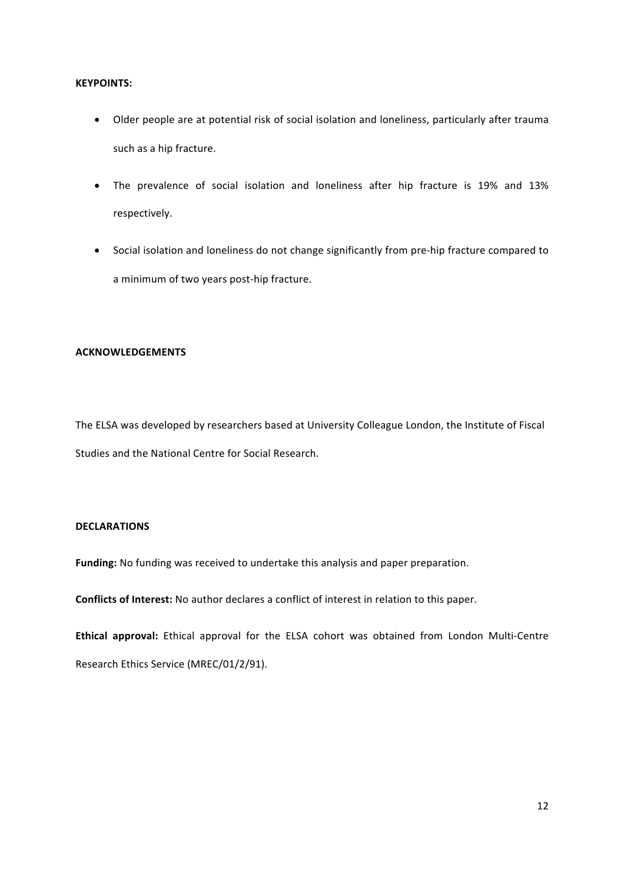**KEYPOINTS:**

- Older people are at potential risk of social isolation and loneliness, particularly after trauma such as a hip fracture.
- The prevalence of social isolation and loneliness after hip fracture is 19% and 13% respectively.
- Social isolation and loneliness do not change significantly from pre-hip fracture compared to a minimum of two years post-hip fracture.

**ACKNOWLEDGEMENTS**

The ELSA was developed by researchers based at University Colleague London, the Institute of Fiscal Studies and the National Centre for Social Research.

**DECLARATIONS**

**Funding:** No funding was received to undertake this analysis and paper preparation.

**Conflicts of Interest:** No author declares a conflict of interest in relation to this paper.

**Ethical approval:** Ethical approval for the ELSA cohort was obtained from London Multi-Centre Research Ethics Service (MREC/01/2/91).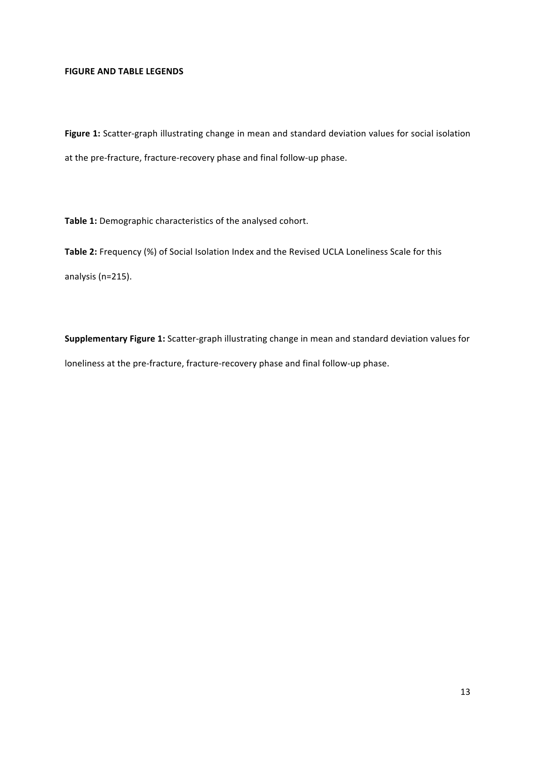## FIGURE AND TABLE LEGENDS

**Figure 1:** Scatter-graph illustrating change in mean and standard deviation values for social isolation at the pre-fracture, fracture-recovery phase and final follow-up phase.

**Table 1:** Demographic characteristics of the analysed cohort.

**Table 2:** Frequency (%) of Social Isolation Index and the Revised UCLA Loneliness Scale for this analysis (n=215).

**Supplementary Figure 1:** Scatter-graph illustrating change in mean and standard deviation values for loneliness at the pre-fracture, fracture-recovery phase and final follow-up phase.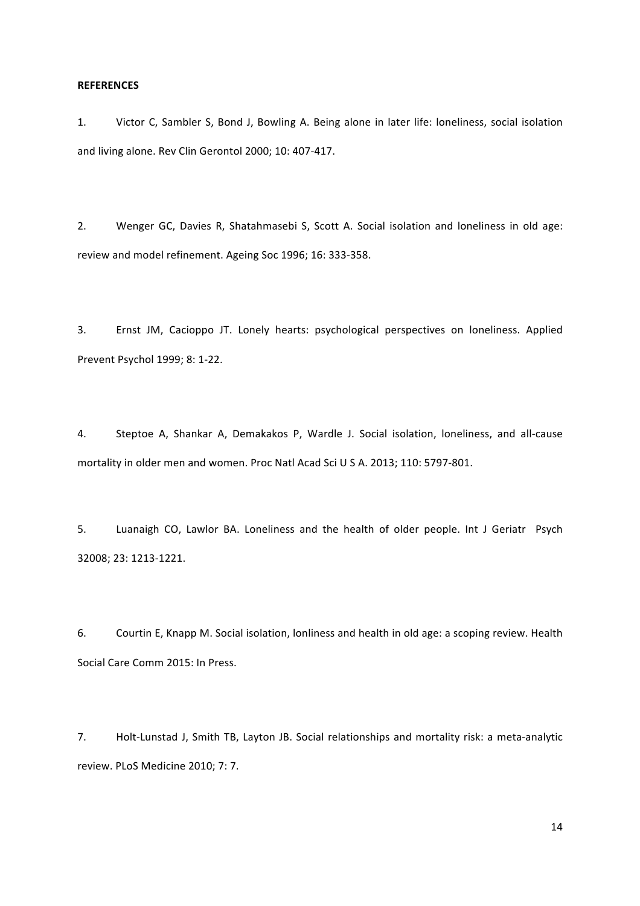**REFERENCES**

1. Victor C, Sambler S, Bond J, Bowling A. Being alone in later life: loneliness, social isolation and living alone. Rev Clin Gerontol 2000; 10: 407-417.

2. Wenger GC, Davies R, Shatahmasebi S, Scott A. Social isolation and loneliness in old age: review and model refinement. Ageing Soc 1996; 16: 333-358.

3. Ernst JM, Cacioppo JT. Lonely hearts: psychological perspectives on loneliness. Applied Prevent Psychol 1999; 8: 1-22.

4. Steptoe A, Shankar A, Demakakos P, Wardle J. Social isolation, loneliness, and all-cause mortality in older men and women. Proc Natl Acad Sci U S A. 2013; 110: 5797-801.

5. Luanaigh CO, Lawlor BA. Loneliness and the health of older people. Int J Geriatr Psych 32008; 23: 1213-1221.

6. Courtin E, Knapp M. Social isolation, lonliness and health in old age: a scoping review. Health Social Care Comm 2015: In Press.

7. Holt-Lunstad J, Smith TB, Layton JB. Social relationships and mortality risk: a meta-analytic review. PLoS Medicine 2010; 7: 7.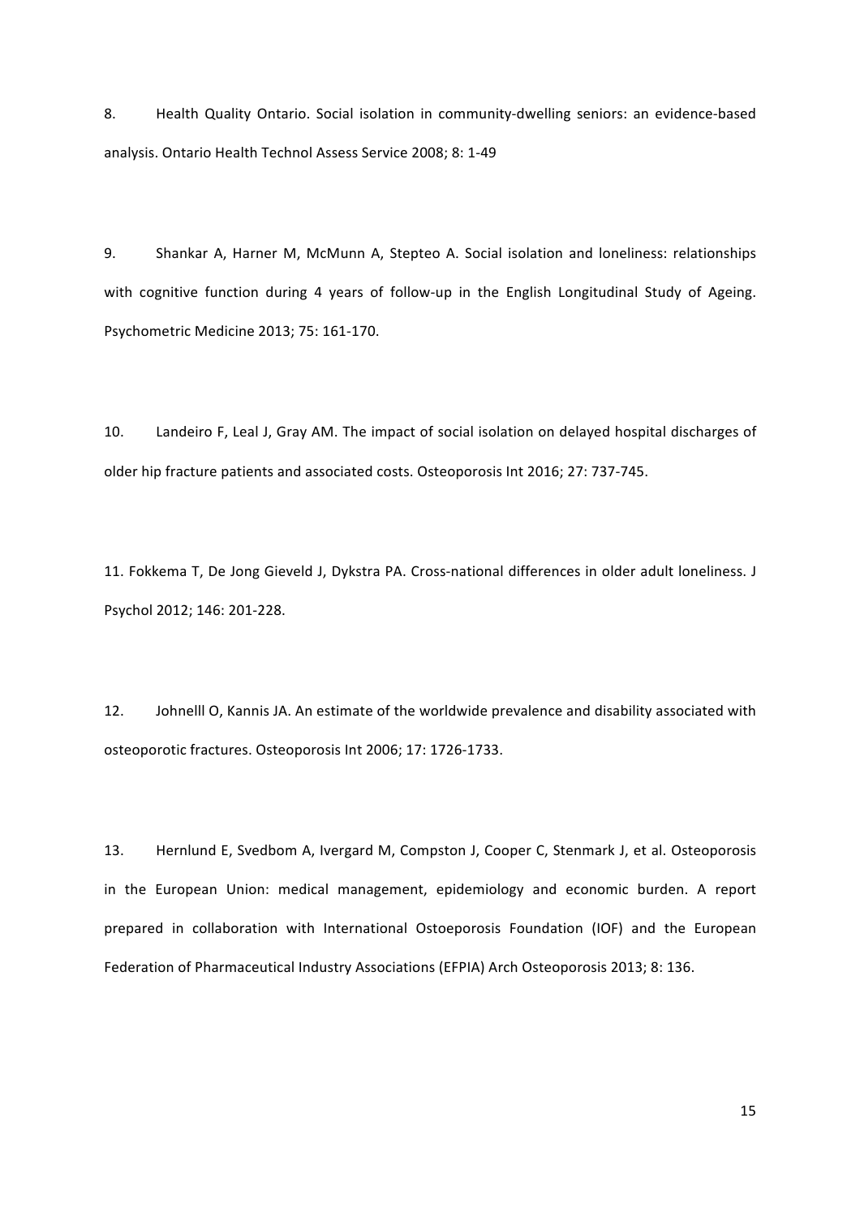8. Health Quality Ontario. Social isolation in community-dwelling seniors: an evidence-based analysis. Ontario Health Technol Assess Service 2008; 8: 1-49

9. Shankar A, Harner M, McMunn A, Stepteo A. Social isolation and loneliness: relationships with cognitive function during 4 years of follow-up in the English Longitudinal Study of Ageing. Psychometric Medicine 2013; 75: 161-170.

10. Landeiro F, Leal J, Gray AM. The impact of social isolation on delayed hospital discharges of older hip fracture patients and associated costs. Osteoporosis Int 2016; 27: 737-745.

11. Fokkema T, De Jong Gieveld J, Dykstra PA. Cross-national differences in older adult loneliness. J Psychol 2012; 146: 201-228.

12. Johnelll O, Kannis JA. An estimate of the worldwide prevalence and disability associated with osteoporotic fractures. Osteoporosis Int 2006; 17: 1726-1733.

13. Hernlund E, Svedbom A, Ivergard M, Compston J, Cooper C, Stenmark J, et al. Osteoporosis in the European Union: medical management, epidemiology and economic burden. A report prepared in collaboration with International Ostoeporosis Foundation (IOF) and the European Federation of Pharmaceutical Industry Associations (EFPIA) Arch Osteoporosis 2013; 8: 136.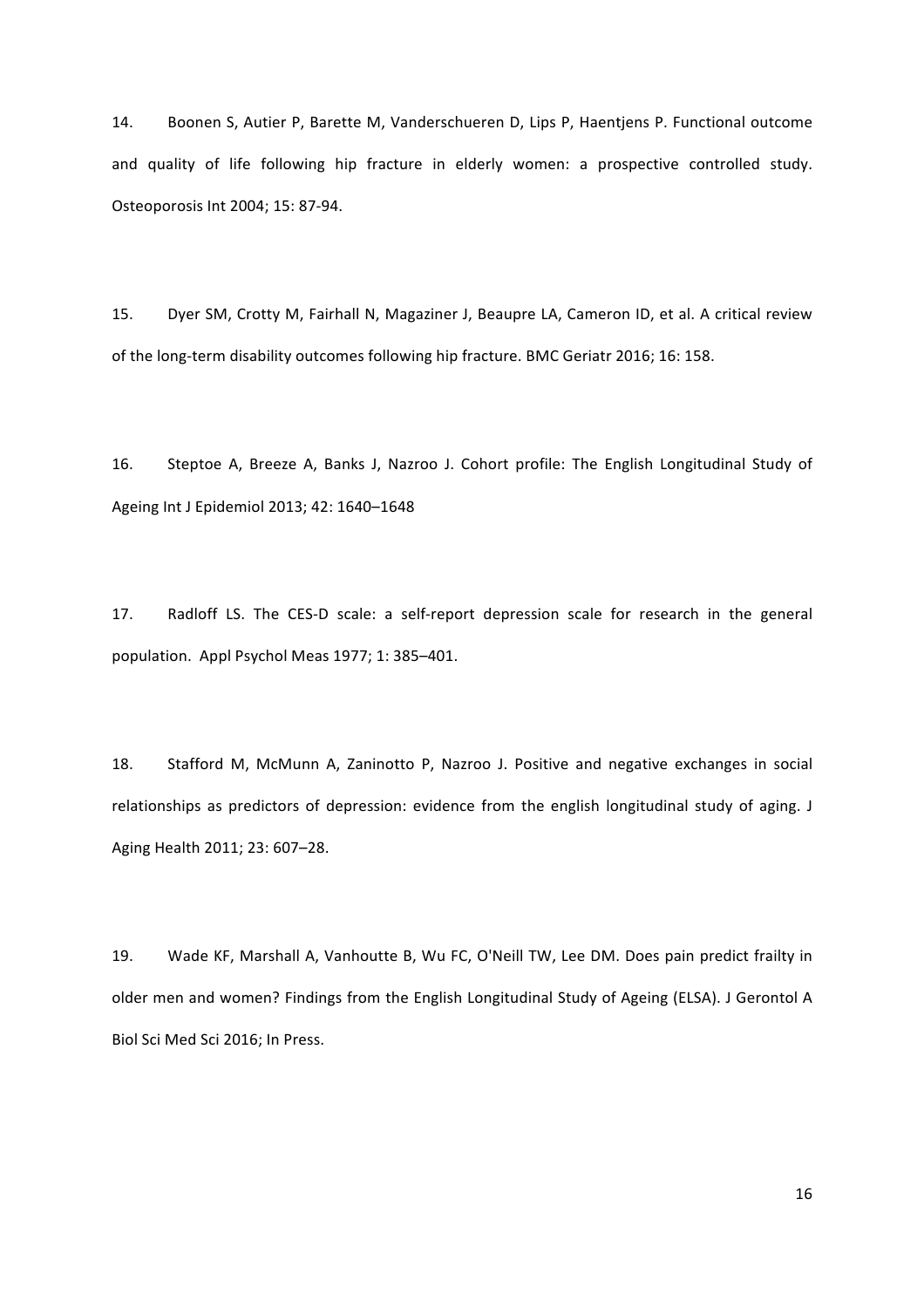14. Boonen S, Autier P, Barette M, Vanderschueren D, Lips P, Haentjens P. Functional outcome and quality of life following hip fracture in elderly women: a prospective controlled study. Osteoporosis Int 2004; 15: 87-94.

15. Dyer SM, Crotty M, Fairhall N, Magaziner J, Beaupre LA, Cameron ID, et al. A critical review of the long-term disability outcomes following hip fracture. BMC Geriatr 2016; 16: 158.

16. Steptoe A, Breeze A, Banks J, Nazroo J. Cohort profile: The English Longitudinal Study of Ageing Int J Epidemiol 2013; 42: 1640–1648

17. Radloff LS. The CES-D scale: a self-report depression scale for research in the general population. Appl Psychol Meas 1977; 1: 385–401.

18. Stafford M, McMunn A, Zaninotto P, Nazroo J. Positive and negative exchanges in social relationships as predictors of depression: evidence from the english longitudinal study of aging. J Aging Health 2011; 23: 607–28.

19. Wade KF, Marshall A, Vanhoutte B, Wu FC, O'Neill TW, Lee DM. Does pain predict frailty in older men and women? Findings from the English Longitudinal Study of Ageing (ELSA). J Gerontol A Biol Sci Med Sci 2016; In Press.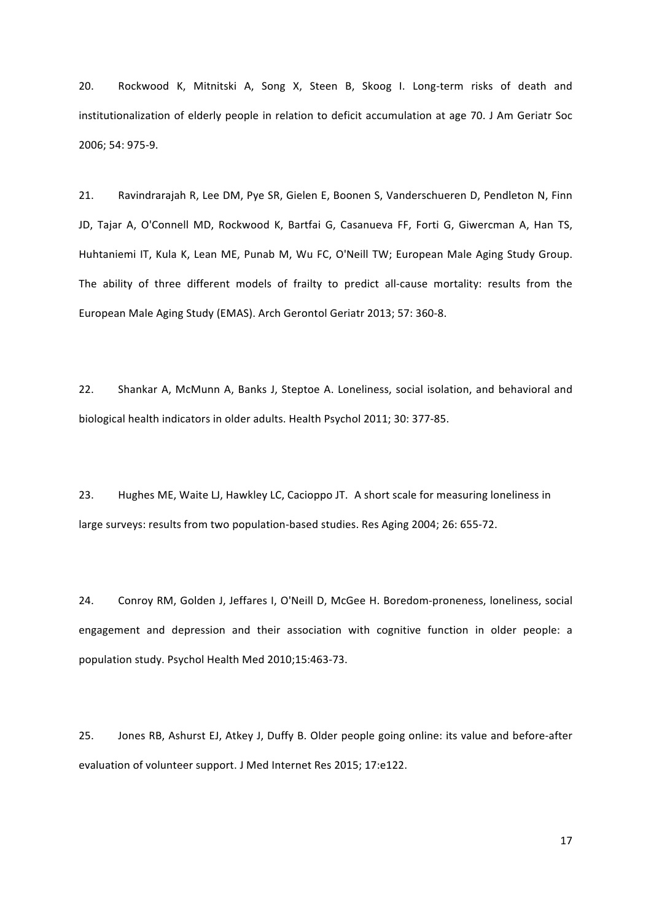20. Rockwood K, Mitnitski A, Song X, Steen B, Skoog I. Long-term risks of death and institutionalization of elderly people in relation to deficit accumulation at age 70. J Am Geriatr Soc 2006; 54: 975-9.

21. Ravindrarajah R, Lee DM, Pye SR, Gielen E, Boonen S, Vanderschueren D, Pendleton N, Finn JD, Tajar A, O'Connell MD, Rockwood K, Bartfai G, Casanueva FF, Forti G, Giwercman A, Han TS, Huhtaniemi IT, Kula K, Lean ME, Punab M, Wu FC, O'Neill TW; European Male Aging Study Group. The ability of three different models of frailty to predict all-cause mortality: results from the European Male Aging Study (EMAS). Arch Gerontol Geriatr 2013; 57: 360-8.

22. Shankar A, McMunn A, Banks J, Steptoe A. Loneliness, social isolation, and behavioral and biological health indicators in older adults. Health Psychol 2011; 30: 377-85.

23. Hughes ME, Waite LJ, Hawkley LC, Cacioppo JT. A short scale for measuring loneliness in large surveys: results from two population-based studies. Res Aging 2004; 26: 655-72.

24. Conroy RM, Golden J, Jeffares I, O'Neill D, McGee H. Boredom-proneness, loneliness, social engagement and depression and their association with cognitive function in older people: a population study. Psychol Health Med 2010;15:463-73.

25. Jones RB, Ashurst EJ, Atkey J, Duffy B. Older people going online: its value and before-after evaluation of volunteer support. J Med Internet Res 2015; 17:e122.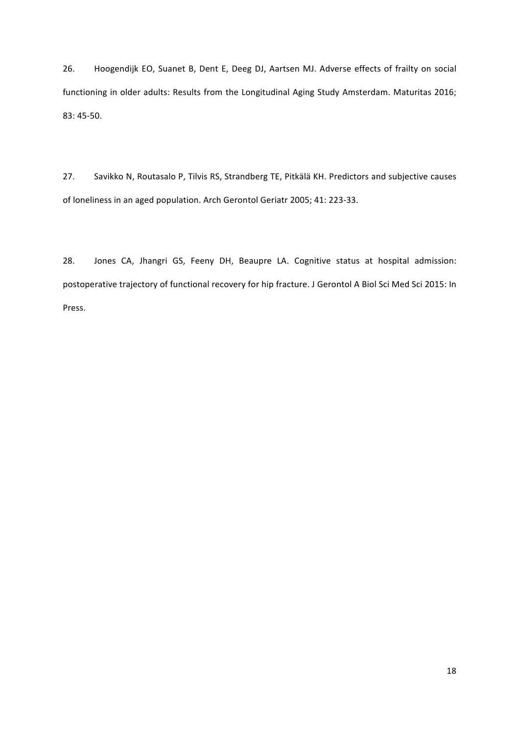26. Hoogendijk EO, Suanet B, Dent E, Deeg DJ, Aartsen MJ. Adverse effects of frailty on social functioning in older adults: Results from the Longitudinal Aging Study Amsterdam. Maturitas 2016; 83: 45-50.

27. Savikko N, Routasalo P, Tilvis RS, Strandberg TE, Pitkälä KH. Predictors and subjective causes of loneliness in an aged population. Arch Gerontol Geriatr 2005; 41: 223-33.

28. Jones CA, Jhangri GS, Feeny DH, Beaupre LA. Cognitive status at hospital admission: postoperative trajectory of functional recovery for hip fracture. J Gerontol A Biol Sci Med Sci 2015: In Press.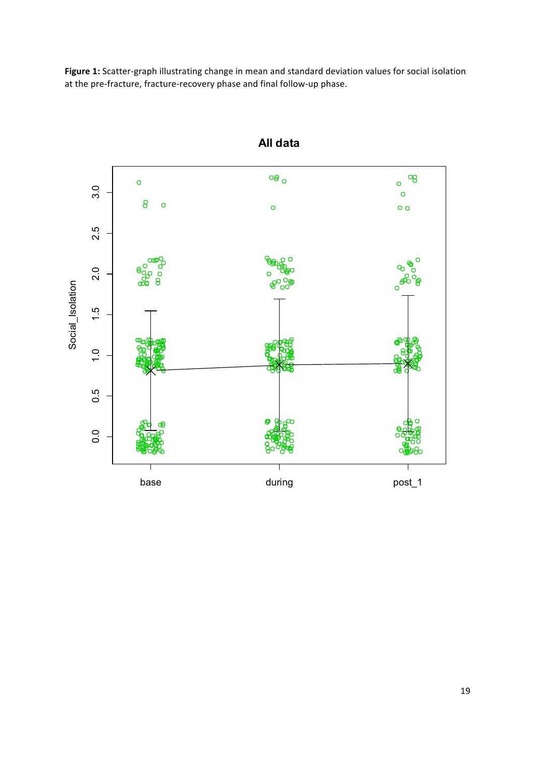**Figure 1:** Scatter-graph illustrating change in mean and standard deviation values for social isolation at the pre-fracture, fracture-recovery phase and final follow-up phase.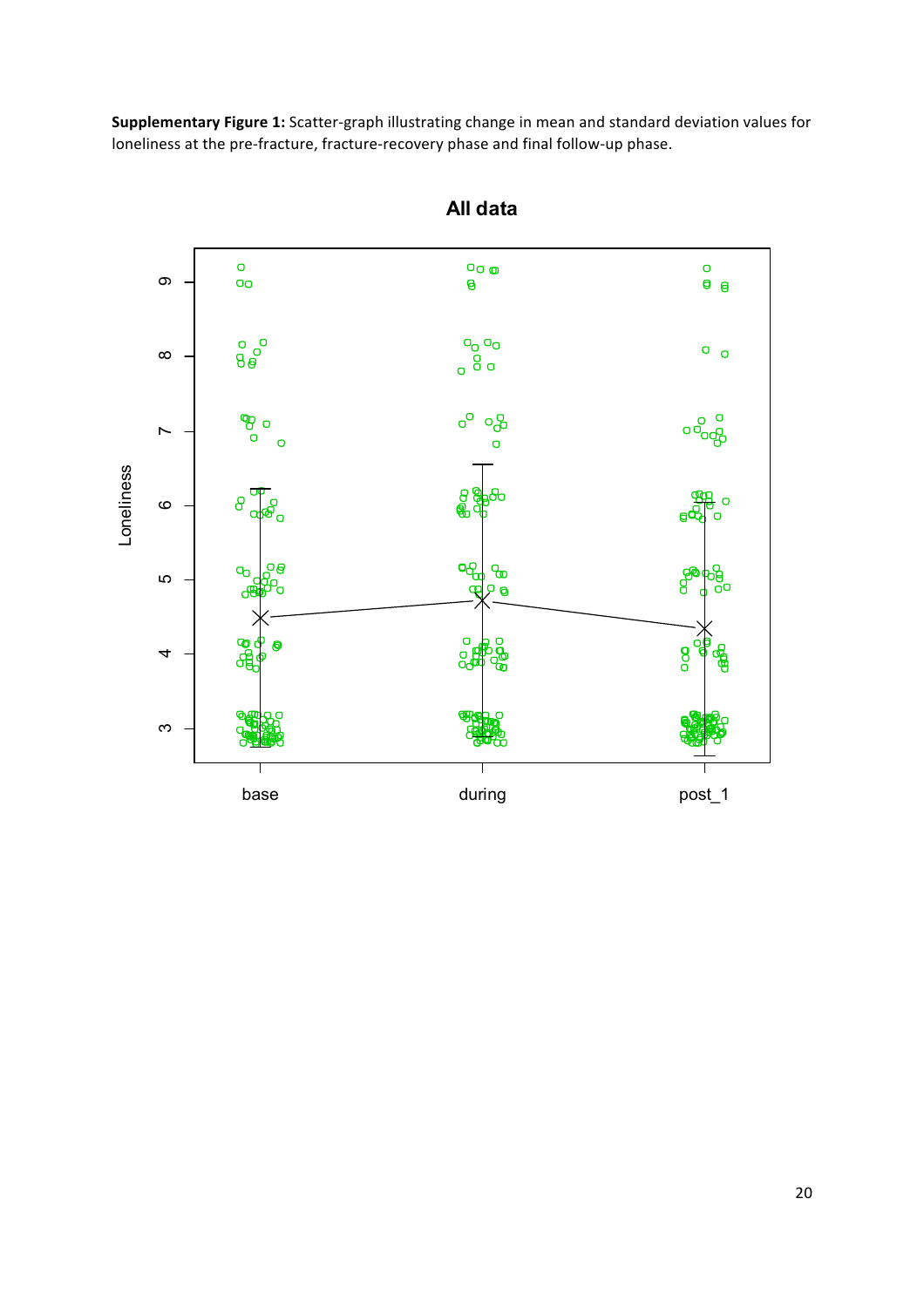**Supplementary Figure 1:** Scatter-graph illustrating change in mean and standard deviation values for loneliness at the pre-fracture, fracture-recovery phase and final follow-up phase.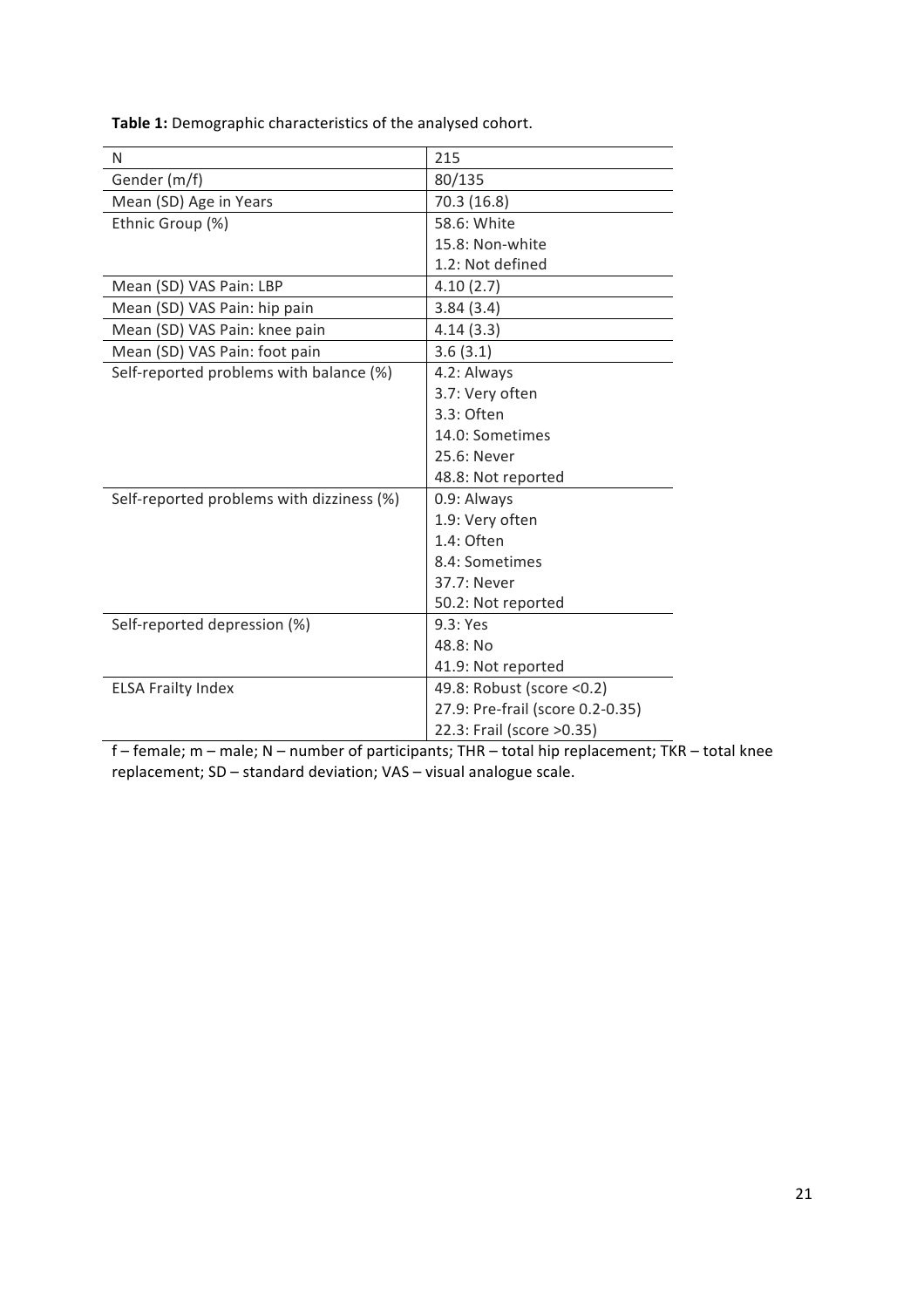**Table 1:** Demographic characteristics of the analysed cohort.

| N | 215 |
|---|---|
| Gender (m/f) | 80/135 |
| Mean (SD) Age in Years | 70.3 (16.8) |
| Ethnic Group (%) | 58.6: White<br>15.8: Non-white<br>1.2: Not defined |
| Mean (SD) VAS Pain: LBP | 4.10 (2.7) |
| Mean (SD) VAS Pain: hip pain | 3.84 (3.4) |
| Mean (SD) VAS Pain: knee pain | 4.14 (3.3) |
| Mean (SD) VAS Pain: foot pain | 3.6 (3.1) |
| Self-reported problems with balance (%) | 4.2: Always<br>3.7: Very often<br>3.3: Often<br>14.0: Sometimes<br>25.6: Never<br>48.8: Not reported |
| Self-reported problems with dizziness (%) | 0.9: Always<br>1.9: Very often<br>1.4: Often<br>8.4: Sometimes<br>37.7: Never<br>50.2: Not reported |
| Self-reported depression (%) | 9.3: Yes<br>48.8: No<br>41.9: Not reported |
| ELSA Frailty Index | 49.8: Robust (score <0.2)<br>27.9: Pre-frail (score 0.2-0.35)<br>22.3: Frail (score >0.35) |

f – female; m – male; N – number of participants; THR – total hip replacement; TKR – total knee replacement; SD – standard deviation; VAS – visual analogue scale.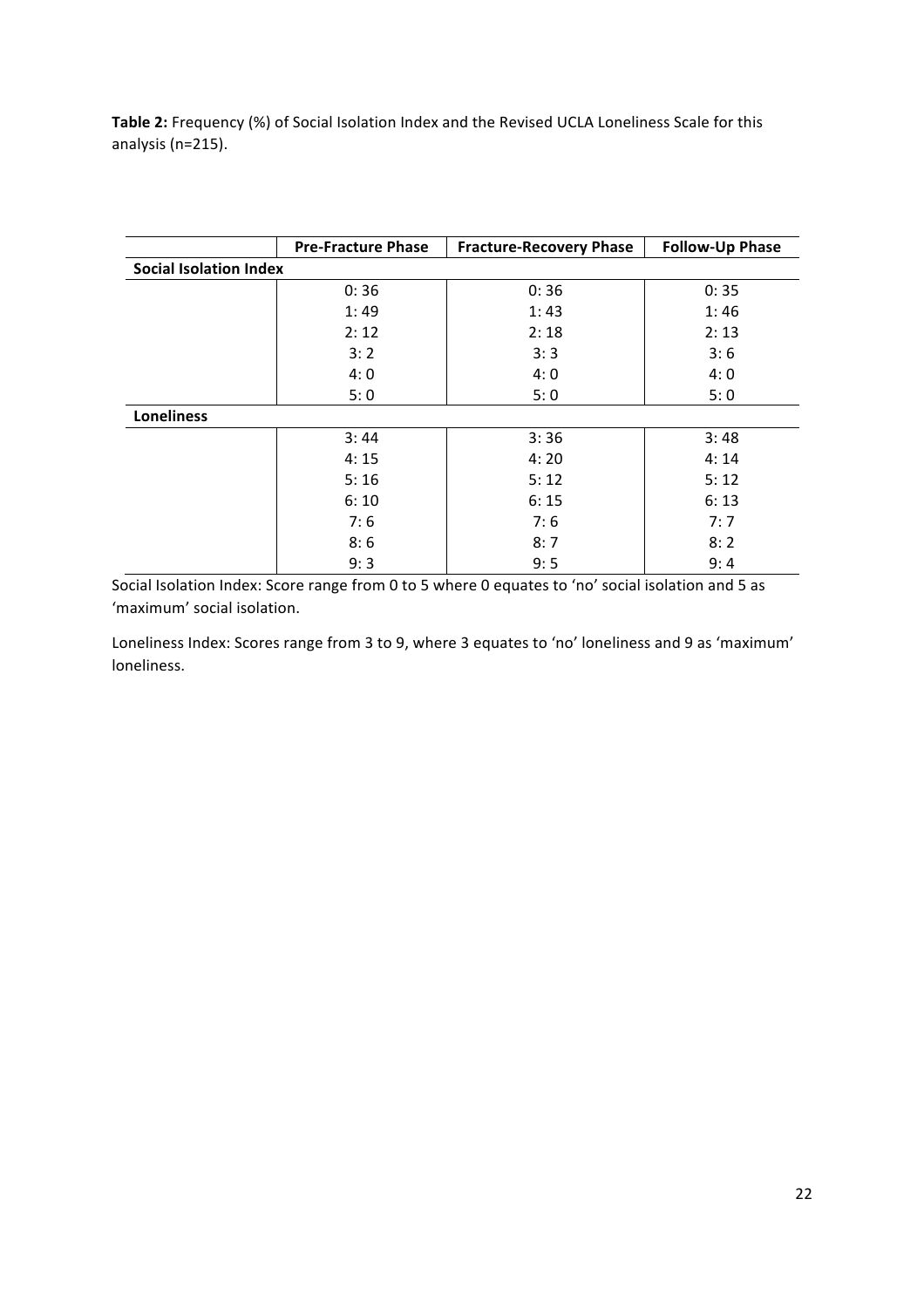**Table 2:** Frequency (%) of Social Isolation Index and the Revised UCLA Loneliness Scale for this analysis (n=215).

| | Pre-Fracture Phase | Fracture-Recovery Phase | Follow-Up Phase |
|---|---|---|---|
| **Social Isolation Index** | | | |
| | 0: 36 | 0: 36 | 0: 35 |
| | 1: 49 | 1: 43 | 1: 46 |
| | 2: 12 | 2: 18 | 2: 13 |
| | 3: 2 | 3: 3 | 3: 6 |
| | 4: 0 | 4: 0 | 4: 0 |
| | 5: 0 | 5: 0 | 5: 0 |
| **Loneliness** | | | |
| | 3: 44 | 3: 36 | 3: 48 |
| | 4: 15 | 4: 20 | 4: 14 |
| | 5: 16 | 5: 12 | 5: 12 |
| | 6: 10 | 6: 15 | 6: 13 |
| | 7: 6 | 7: 6 | 7: 7 |
| | 8: 6 | 8: 7 | 8: 2 |
| | 9: 3 | 9: 5 | 9: 4 |

Social Isolation Index: Score range from 0 to 5 where 0 equates to 'no' social isolation and 5 as 'maximum' social isolation.

Loneliness Index: Scores range from 3 to 9, where 3 equates to 'no' loneliness and 9 as 'maximum' loneliness.